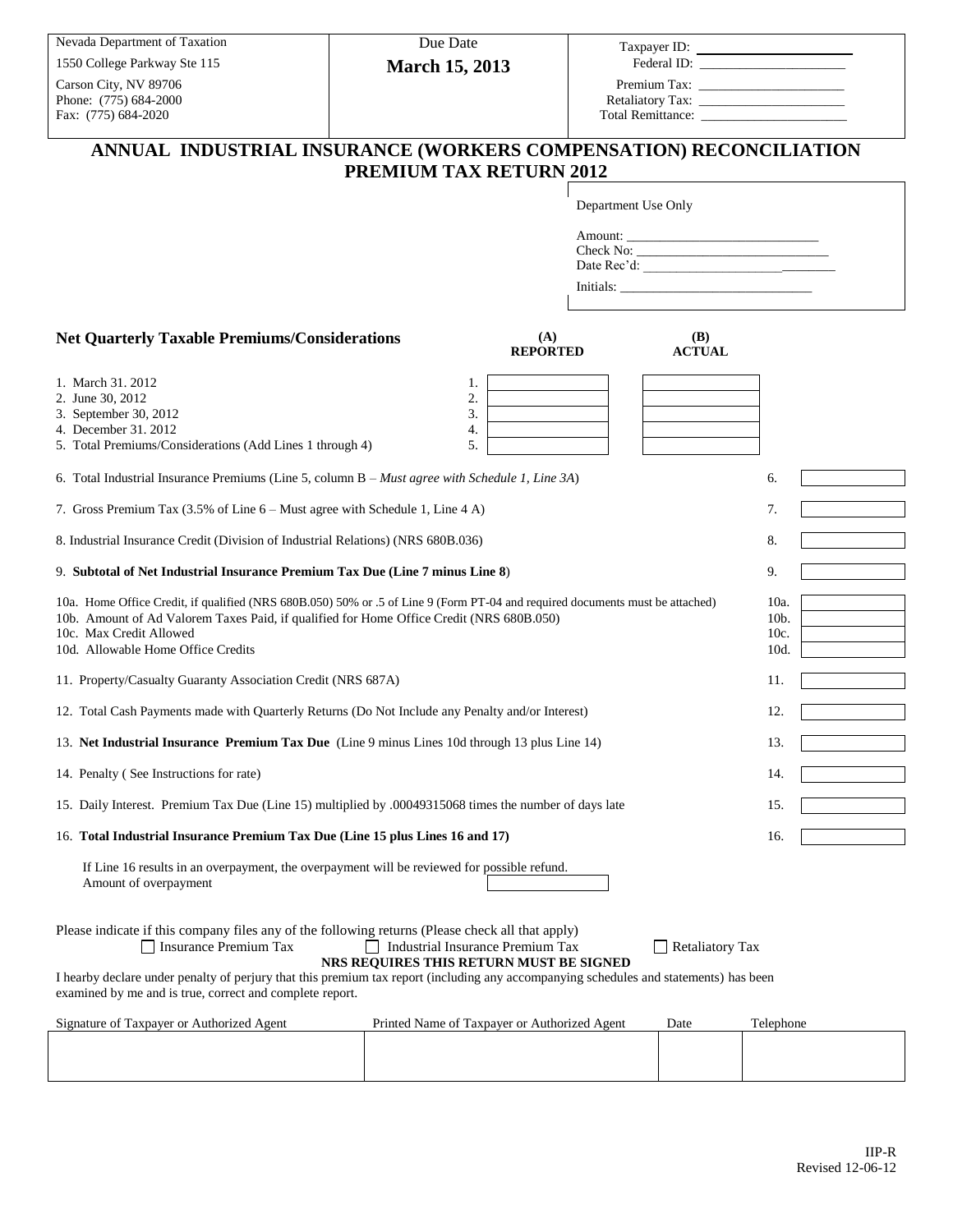| | | |
|---|---|---|
| Nevada Department of Taxation<br>1550 College Parkway Ste 115<br>Carson City, NV 89706<br>Phone: (775) 684-2000<br>Fax: (775) 684-2020 | Due Date<br>**March 15, 2013** | Taxpayer ID: \_\_\_\_\_\_\_\_\_\_<br>Federal ID: \_\_\_\_\_\_\_\_\_\_<br>Premium Tax: \_\_\_\_\_\_\_\_\_\_<br>Retaliatory Tax: \_\_\_\_\_\_\_\_\_\_<br>Total Remittance: \_\_\_\_\_\_\_\_\_\_ |

# ANNUAL INDUSTRIAL INSURANCE (WORKERS COMPENSATION) RECONCILIATION PREMIUM TAX RETURN 2012

Department Use Only

Amount: \_\_\_\_\_\_\_\_\_\_\_\_\_\_\_\_\_\_\_\_
Check No: \_\_\_\_\_\_\_\_\_\_\_\_\_\_\_\_\_\_\_\_
Date Rec'd: \_\_\_\_\_\_\_\_\_\_\_\_\_\_\_\_\_\_\_\_
Initials: \_\_\_\_\_\_\_\_\_\_\_\_\_\_\_\_\_\_\_\_

### Net Quarterly Taxable Premiums/Considerations

| | | (A) REPORTED | (B) ACTUAL |
|---|---|---|---|
| 1. March 31. 2012 | 1. | | |
| 2. June 30, 2012 | 2. | | |
| 3. September 30, 2012 | 3. | | |
| 4. December 31. 2012 | 4. | | |
| 5. Total Premiums/Considerations (Add Lines 1 through 4) | 5. | | |

| | | |
|---|---|---|
| 6. Total Industrial Insurance Premiums (Line 5, column B – *Must agree with Schedule 1, Line 3A*) | 6. | |
| 7. Gross Premium Tax (3.5% of Line 6 – Must agree with Schedule 1, Line 4 A) | 7. | |
| 8. Industrial Insurance Credit (Division of Industrial Relations) (NRS 680B.036) | 8. | |
| 9. **Subtotal of Net Industrial Insurance Premium Tax Due (Line 7 minus Line 8)** | 9. | |
| 10a. Home Office Credit, if qualified (NRS 680B.050) 50% or .5 of Line 9 (Form PT-04 and required documents must be attached) | 10a. | |
| 10b. Amount of Ad Valorem Taxes Paid, if qualified for Home Office Credit (NRS 680B.050) | 10b. | |
| 10c. Max Credit Allowed | 10c. | |
| 10d. Allowable Home Office Credits | 10d. | |
| 11. Property/Casualty Guaranty Association Credit (NRS 687A) | 11. | |
| 12. Total Cash Payments made with Quarterly Returns (Do Not Include any Penalty and/or Interest) | 12. | |
| 13. **Net Industrial Insurance Premium Tax Due** (Line 9 minus Lines 10d through 13 plus Line 14) | 13. | |
| 14. Penalty ( See Instructions for rate) | 14. | |
| 15. Daily Interest. Premium Tax Due (Line 15) multiplied by .00049315068 times the number of days late | 15. | |
| 16. **Total Industrial Insurance Premium Tax Due (Line 15 plus Lines 16 and 17)** | 16. | |

If Line 16 results in an overpayment, the overpayment will be reviewed for possible refund.
Amount of overpayment

Please indicate if this company files any of the following returns (Please check all that apply)

☐ Insurance Premium Tax ☐ Industrial Insurance Premium Tax ☐ Retaliatory Tax

**NRS REQUIRES THIS RETURN MUST BE SIGNED**

I hearby declare under penalty of perjury that this premium tax report (including any accompanying schedules and statements) has been examined by me and is true, correct and complete report.

| Signature of Taxpayer or Authorized Agent | Printed Name of Taxpayer or Authorized Agent | Date | Telephone |
|---|---|---|---|
| | | | |

IIP-R
Revised 12-06-12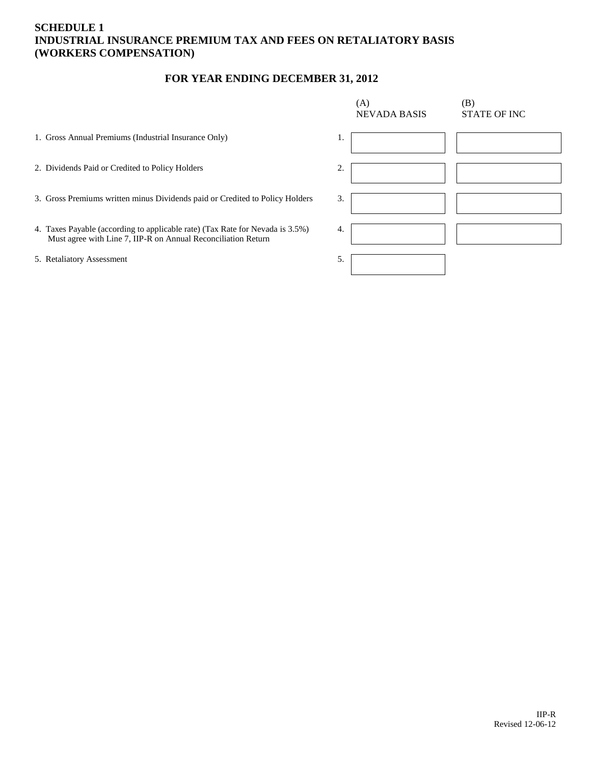# SCHEDULE 1
# INDUSTRIAL INSURANCE PREMIUM TAX AND FEES ON RETALIATORY BASIS (WORKERS COMPENSATION)

## FOR YEAR ENDING DECEMBER 31, 2012

| | | (A) NEVADA BASIS | (B) STATE OF INC |
|---|---|---|---|
| 1. Gross Annual Premiums (Industrial Insurance Only) | 1. | | |
| 2. Dividends Paid or Credited to Policy Holders | 2. | | |
| 3. Gross Premiums written minus Dividends paid or Credited to Policy Holders | 3. | | |
| 4. Taxes Payable (according to applicable rate) (Tax Rate for Nevada is 3.5%) Must agree with Line 7, IIP-R on Annual Reconciliation Return | 4. | | |
| 5. Retaliatory Assessment | 5. | | |

IIP-R
Revised 12-06-12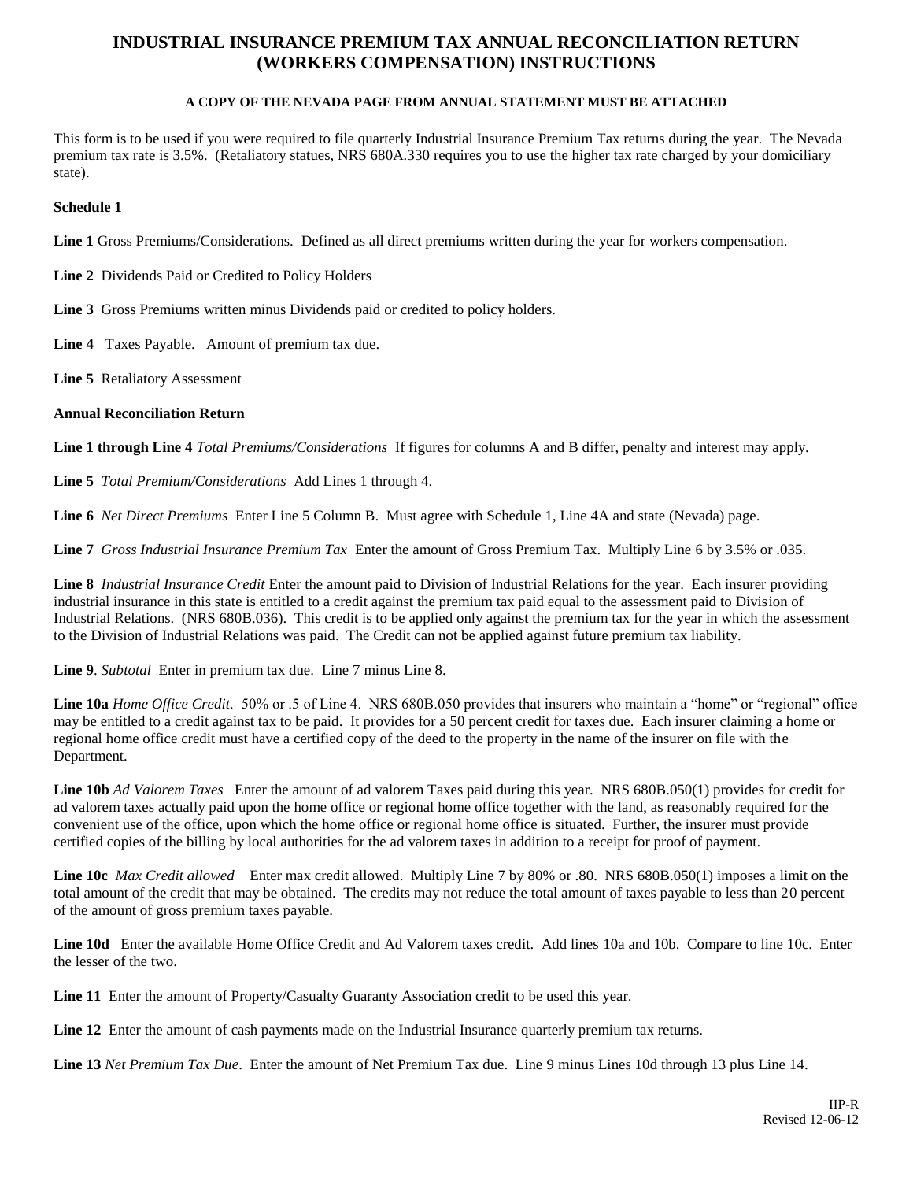# INDUSTRIAL INSURANCE PREMIUM TAX ANNUAL RECONCILIATION RETURN (WORKERS COMPENSATION) INSTRUCTIONS

**A COPY OF THE NEVADA PAGE FROM ANNUAL STATEMENT MUST BE ATTACHED**

This form is to be used if you were required to file quarterly Industrial Insurance Premium Tax returns during the year. The Nevada premium tax rate is 3.5%. (Retaliatory statues, NRS 680A.330 requires you to use the higher tax rate charged by your domiciliary state).

**Schedule 1**

**Line 1** Gross Premiums/Considerations. Defined as all direct premiums written during the year for workers compensation.

**Line 2** Dividends Paid or Credited to Policy Holders

**Line 3** Gross Premiums written minus Dividends paid or credited to policy holders.

**Line 4** Taxes Payable. Amount of premium tax due.

**Line 5** Retaliatory Assessment

**Annual Reconciliation Return**

**Line 1 through Line 4** *Total Premiums/Considerations* If figures for columns A and B differ, penalty and interest may apply.

**Line 5** *Total Premium/Considerations* Add Lines 1 through 4.

**Line 6** *Net Direct Premiums* Enter Line 5 Column B. Must agree with Schedule 1, Line 4A and state (Nevada) page.

**Line 7** *Gross Industrial Insurance Premium Tax* Enter the amount of Gross Premium Tax. Multiply Line 6 by 3.5% or .035.

**Line 8** *Industrial Insurance Credit* Enter the amount paid to Division of Industrial Relations for the year. Each insurer providing industrial insurance in this state is entitled to a credit against the premium tax paid equal to the assessment paid to Division of Industrial Relations. (NRS 680B.036). This credit is to be applied only against the premium tax for the year in which the assessment to the Division of Industrial Relations was paid. The Credit can not be applied against future premium tax liability.

**Line 9**. *Subtotal* Enter in premium tax due. Line 7 minus Line 8.

**Line 10a** *Home Office Credit*. 50% or .5 of Line 4. NRS 680B.050 provides that insurers who maintain a "home" or "regional" office may be entitled to a credit against tax to be paid. It provides for a 50 percent credit for taxes due. Each insurer claiming a home or regional home office credit must have a certified copy of the deed to the property in the name of the insurer on file with the Department.

**Line 10b** *Ad Valorem Taxes* Enter the amount of ad valorem Taxes paid during this year. NRS 680B.050(1) provides for credit for ad valorem taxes actually paid upon the home office or regional home office together with the land, as reasonably required for the convenient use of the office, upon which the home office or regional home office is situated. Further, the insurer must provide certified copies of the billing by local authorities for the ad valorem taxes in addition to a receipt for proof of payment.

**Line 10c** *Max Credit allowed* Enter max credit allowed. Multiply Line 7 by 80% or .80. NRS 680B.050(1) imposes a limit on the total amount of the credit that may be obtained. The credits may not reduce the total amount of taxes payable to less than 20 percent of the amount of gross premium taxes payable.

**Line 10d** Enter the available Home Office Credit and Ad Valorem taxes credit. Add lines 10a and 10b. Compare to line 10c. Enter the lesser of the two.

**Line 11** Enter the amount of Property/Casualty Guaranty Association credit to be used this year.

**Line 12** Enter the amount of cash payments made on the Industrial Insurance quarterly premium tax returns.

**Line 13** *Net Premium Tax Due*. Enter the amount of Net Premium Tax due. Line 9 minus Lines 10d through 13 plus Line 14.

IIP-R
Revised 12-06-12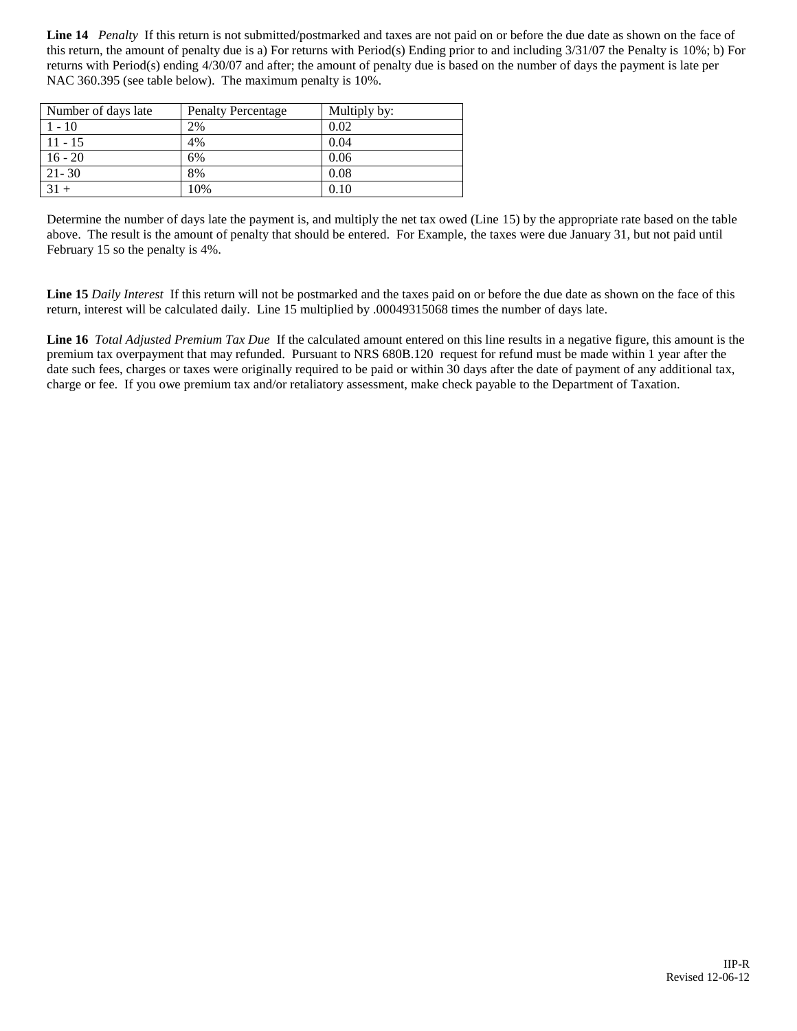**Line 14** *Penalty* If this return is not submitted/postmarked and taxes are not paid on or before the due date as shown on the face of this return, the amount of penalty due is a) For returns with Period(s) Ending prior to and including 3/31/07 the Penalty is 10%; b) For returns with Period(s) ending 4/30/07 and after; the amount of penalty due is based on the number of days the payment is late per NAC 360.395 (see table below). The maximum penalty is 10%.

| Number of days late | Penalty Percentage | Multiply by: |
|---|---|---|
| 1 - 10 | 2% | 0.02 |
| 11 - 15 | 4% | 0.04 |
| 16 - 20 | 6% | 0.06 |
| 21- 30 | 8% | 0.08 |
| 31 + | 10% | 0.10 |

Determine the number of days late the payment is, and multiply the net tax owed (Line 15) by the appropriate rate based on the table above. The result is the amount of penalty that should be entered. For Example, the taxes were due January 31, but not paid until February 15 so the penalty is 4%.

**Line 15** *Daily Interest* If this return will not be postmarked and the taxes paid on or before the due date as shown on the face of this return, interest will be calculated daily. Line 15 multiplied by .00049315068 times the number of days late.

**Line 16** *Total Adjusted Premium Tax Due* If the calculated amount entered on this line results in a negative figure, this amount is the premium tax overpayment that may refunded. Pursuant to NRS 680B.120 request for refund must be made within 1 year after the date such fees, charges or taxes were originally required to be paid or within 30 days after the date of payment of any additional tax, charge or fee. If you owe premium tax and/or retaliatory assessment, make check payable to the Department of Taxation.

IIP-R
Revised 12-06-12